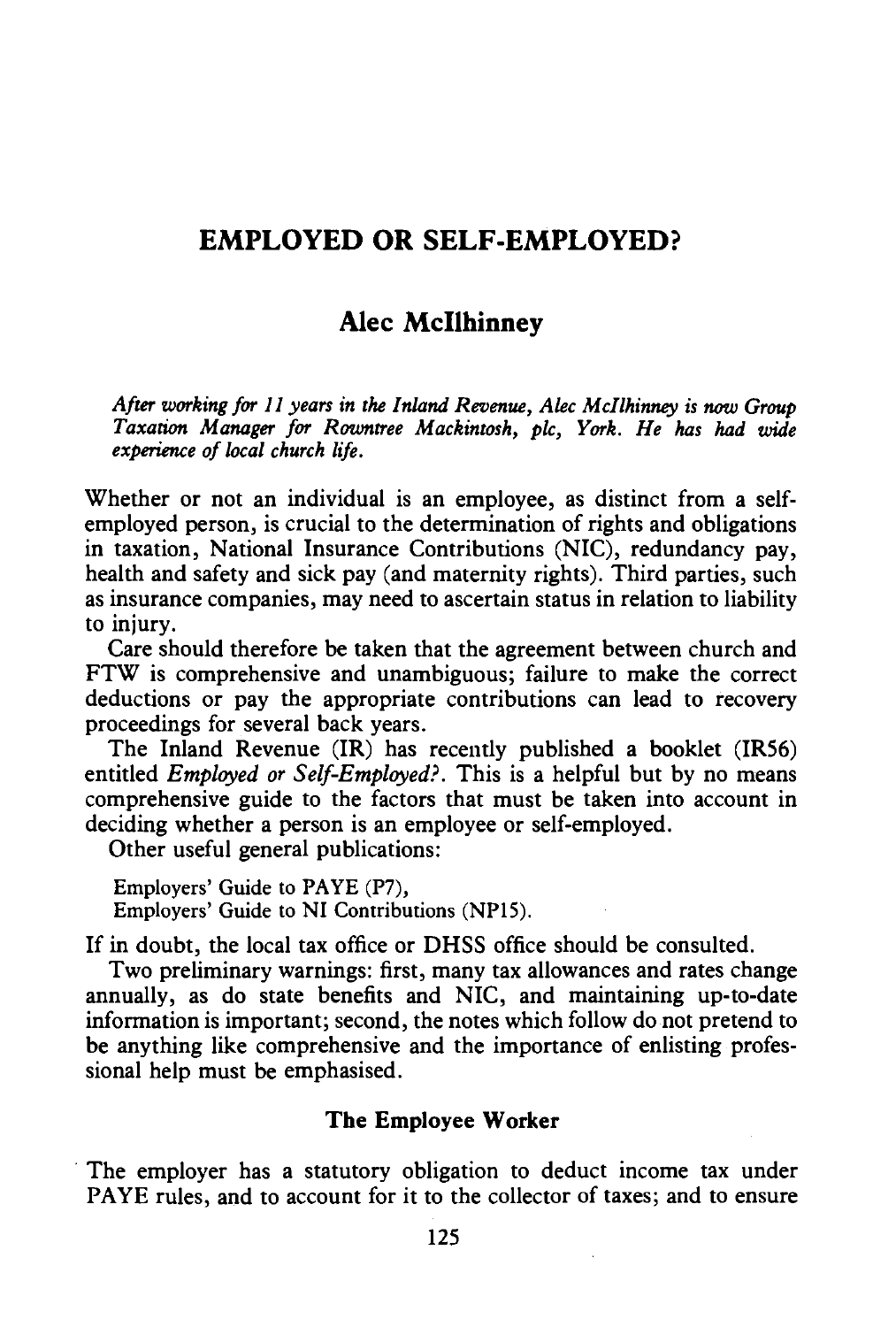# EMPLOYED OR SELF-EMPLOYED?

## Alec McIlhinney

*After working for 11 years in the Inland Revenue, Alec McIlhinney is now Group Taxation Manager for Rowntree Mackintosh, plc, York. He has had wide experience of local church life.*

Whether or not an individual is an employee, as distinct from a self-employed person, is crucial to the determination of rights and obligations in taxation, National Insurance Contributions (NIC), redundancy pay, health and safety and sick pay (and maternity rights). Third parties, such as insurance companies, may need to ascertain status in relation to liability to injury.

Care should therefore be taken that the agreement between church and FTW is comprehensive and unambiguous; failure to make the correct deductions or pay the appropriate contributions can lead to recovery proceedings for several back years.

The Inland Revenue (IR) has recently published a booklet (IR56) entitled *Employed or Self-Employed?*. This is a helpful but by no means comprehensive guide to the factors that must be taken into account in deciding whether a person is an employee or self-employed.

Other useful general publications:

Employers' Guide to PAYE (P7),
Employers' Guide to NI Contributions (NP15).

If in doubt, the local tax office or DHSS office should be consulted.

Two preliminary warnings: first, many tax allowances and rates change annually, as do state benefits and NIC, and maintaining up-to-date information is important; second, the notes which follow do not pretend to be anything like comprehensive and the importance of enlisting professional help must be emphasised.

### The Employee Worker

The employer has a statutory obligation to deduct income tax under PAYE rules, and to account for it to the collector of taxes; and to ensure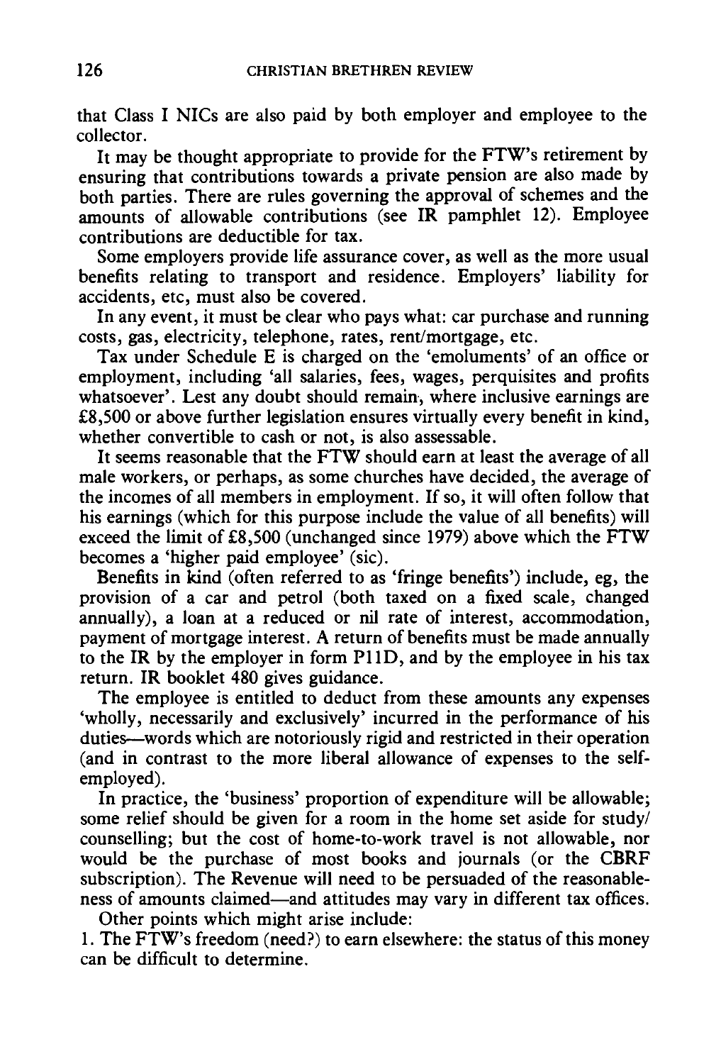that Class I NICs are also paid by both employer and employee to the collector.

It may be thought appropriate to provide for the FTW's retirement by ensuring that contributions towards a private pension are also made by both parties. There are rules governing the approval of schemes and the amounts of allowable contributions (see IR pamphlet 12). Employee contributions are deductible for tax.

Some employers provide life assurance cover, as well as the more usual benefits relating to transport and residence. Employers' liability for accidents, etc, must also be covered.

In any event, it must be clear who pays what: car purchase and running costs, gas, electricity, telephone, rates, rent/mortgage, etc.

Tax under Schedule E is charged on the 'emoluments' of an office or employment, including 'all salaries, fees, wages, perquisites and profits whatsoever'. Lest any doubt should remain, where inclusive earnings are £8,500 or above further legislation ensures virtually every benefit in kind, whether convertible to cash or not, is also assessable.

It seems reasonable that the FTW should earn at least the average of all male workers, or perhaps, as some churches have decided, the average of the incomes of all members in employment. If so, it will often follow that his earnings (which for this purpose include the value of all benefits) will exceed the limit of £8,500 (unchanged since 1979) above which the FTW becomes a 'higher paid employee' (sic).

Benefits in kind (often referred to as 'fringe benefits') include, eg, the provision of a car and petrol (both taxed on a fixed scale, changed annually), a loan at a reduced or nil rate of interest, accommodation, payment of mortgage interest. A return of benefits must be made annually to the IR by the employer in form P11D, and by the employee in his tax return. IR booklet 480 gives guidance.

The employee is entitled to deduct from these amounts any expenses 'wholly, necessarily and exclusively' incurred in the performance of his duties—words which are notoriously rigid and restricted in their operation (and in contrast to the more liberal allowance of expenses to the self-employed).

In practice, the 'business' proportion of expenditure will be allowable; some relief should be given for a room in the home set aside for study/counselling; but the cost of home-to-work travel is not allowable, nor would be the purchase of most books and journals (or the CBRF subscription). The Revenue will need to be persuaded of the reasonableness of amounts claimed—and attitudes may vary in different tax offices.

Other points which might arise include:

1. The FTW's freedom (need?) to earn elsewhere: the status of this money can be difficult to determine.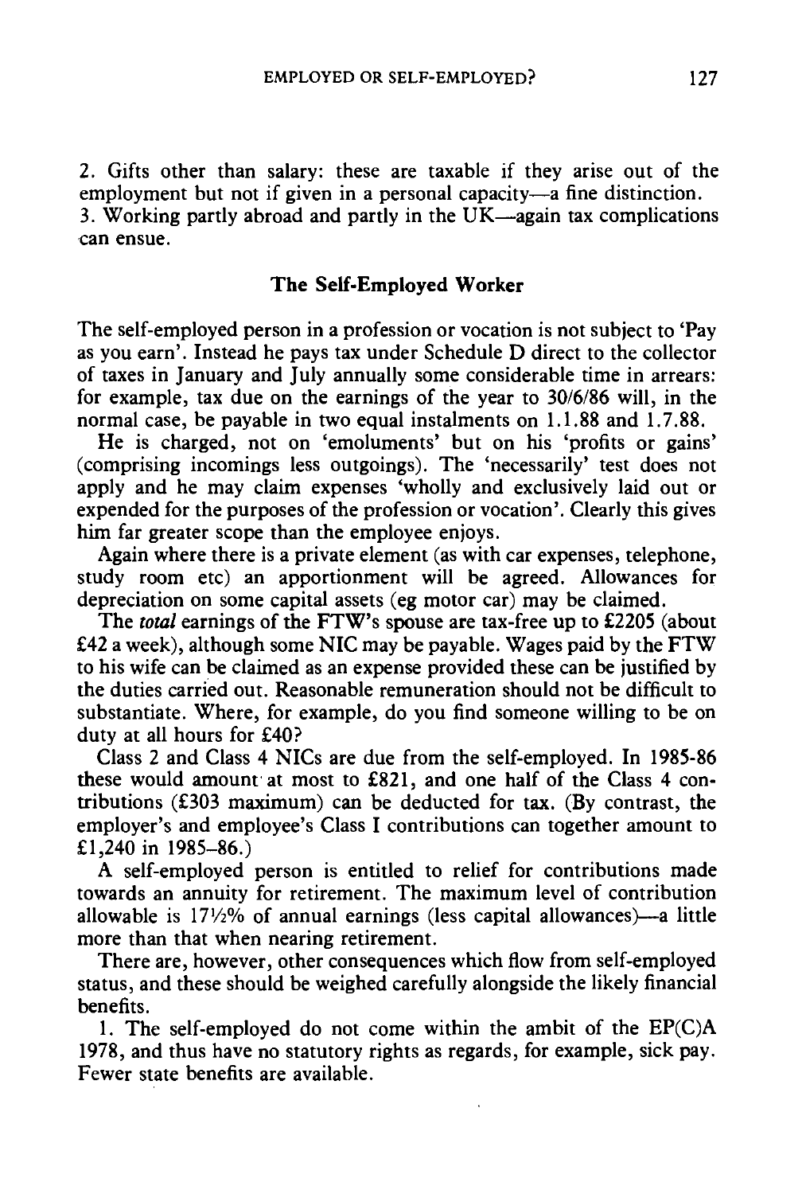2. Gifts other than salary: these are taxable if they arise out of the employment but not if given in a personal capacity—a fine distinction.
3. Working partly abroad and partly in the UK—again tax complications can ensue.

### The Self-Employed Worker

The self-employed person in a profession or vocation is not subject to 'Pay as you earn'. Instead he pays tax under Schedule D direct to the collector of taxes in January and July annually some considerable time in arrears: for example, tax due on the earnings of the year to 30/6/86 will, in the normal case, be payable in two equal instalments on 1.1.88 and 1.7.88.

He is charged, not on 'emoluments' but on his 'profits or gains' (comprising incomings less outgoings). The 'necessarily' test does not apply and he may claim expenses 'wholly and exclusively laid out or expended for the purposes of the profession or vocation'. Clearly this gives him far greater scope than the employee enjoys.

Again where there is a private element (as with car expenses, telephone, study room etc) an apportionment will be agreed. Allowances for depreciation on some capital assets (eg motor car) may be claimed.

The *total* earnings of the FTW's spouse are tax-free up to £2205 (about £42 a week), although some NIC may be payable. Wages paid by the FTW to his wife can be claimed as an expense provided these can be justified by the duties carried out. Reasonable remuneration should not be difficult to substantiate. Where, for example, do you find someone willing to be on duty at all hours for £40?

Class 2 and Class 4 NICs are due from the self-employed. In 1985-86 these would amount at most to £821, and one half of the Class 4 contributions (£303 maximum) can be deducted for tax. (By contrast, the employer's and employee's Class I contributions can together amount to £1,240 in 1985–86.)

A self-employed person is entitled to relief for contributions made towards an annuity for retirement. The maximum level of contribution allowable is 17½% of annual earnings (less capital allowances)—a little more than that when nearing retirement.

There are, however, other consequences which flow from self-employed status, and these should be weighed carefully alongside the likely financial benefits.

1. The self-employed do not come within the ambit of the EP(C)A 1978, and thus have no statutory rights as regards, for example, sick pay. Fewer state benefits are available.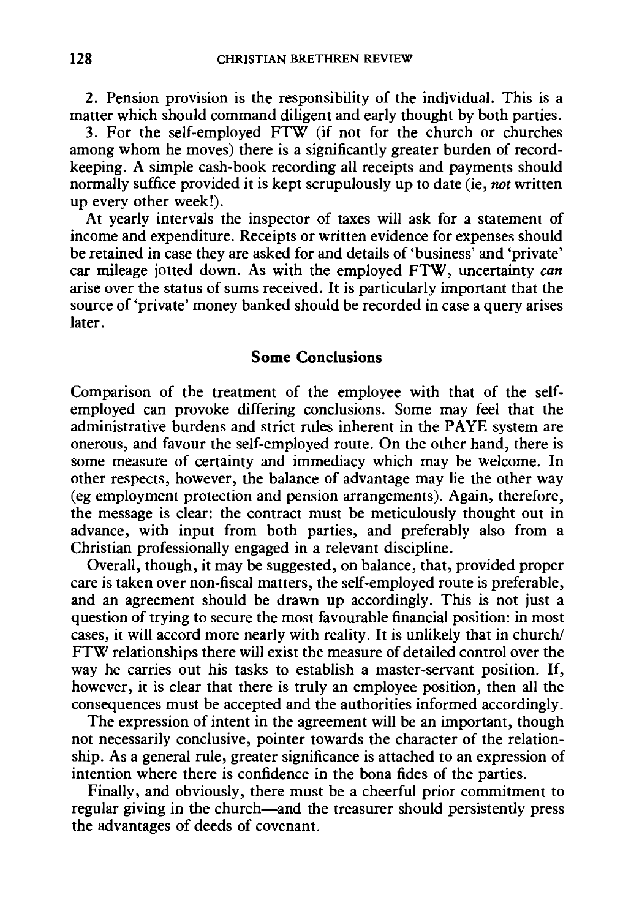2. Pension provision is the responsibility of the individual. This is a matter which should command diligent and early thought by both parties.

3. For the self-employed FTW (if not for the church or churches among whom he moves) there is a significantly greater burden of record-keeping. A simple cash-book recording all receipts and payments should normally suffice provided it is kept scrupulously up to date (ie, *not* written up every other week!).

At yearly intervals the inspector of taxes will ask for a statement of income and expenditure. Receipts or written evidence for expenses should be retained in case they are asked for and details of 'business' and 'private' car mileage jotted down. As with the employed FTW, uncertainty *can* arise over the status of sums received. It is particularly important that the source of 'private' money banked should be recorded in case a query arises later.

## Some Conclusions

Comparison of the treatment of the employee with that of the self-employed can provoke differing conclusions. Some may feel that the administrative burdens and strict rules inherent in the PAYE system are onerous, and favour the self-employed route. On the other hand, there is some measure of certainty and immediacy which may be welcome. In other respects, however, the balance of advantage may lie the other way (eg employment protection and pension arrangements). Again, therefore, the message is clear: the contract must be meticulously thought out in advance, with input from both parties, and preferably also from a Christian professionally engaged in a relevant discipline.

Overall, though, it may be suggested, on balance, that, provided proper care is taken over non-fiscal matters, the self-employed route is preferable, and an agreement should be drawn up accordingly. This is not just a question of trying to secure the most favourable financial position: in most cases, it will accord more nearly with reality. It is unlikely that in church/FTW relationships there will exist the measure of detailed control over the way he carries out his tasks to establish a master-servant position. If, however, it is clear that there is truly an employee position, then all the consequences must be accepted and the authorities informed accordingly.

The expression of intent in the agreement will be an important, though not necessarily conclusive, pointer towards the character of the relationship. As a general rule, greater significance is attached to an expression of intention where there is confidence in the bona fides of the parties.

Finally, and obviously, there must be a cheerful prior commitment to regular giving in the church—and the treasurer should persistently press the advantages of deeds of covenant.